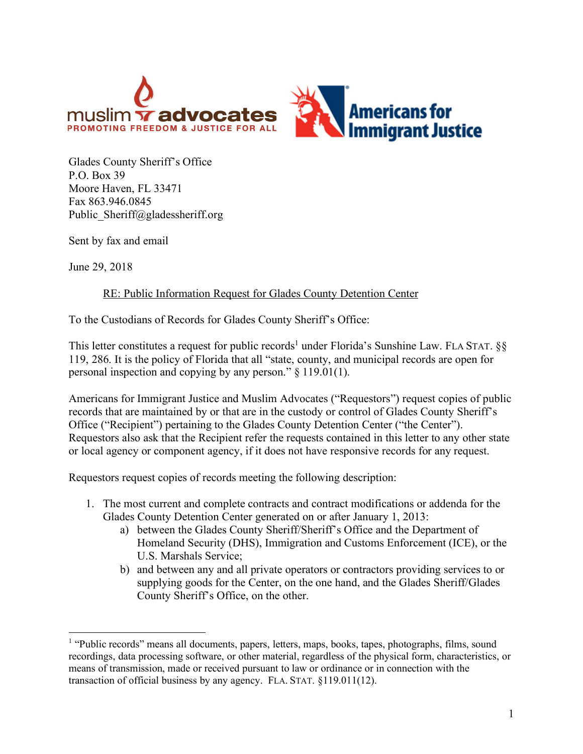muslim advocates
PROMOTING FREEDOM & JUSTICE FOR ALL

Americans for Immigrant Justice

Glades County Sheriff's Office
P.O. Box 39
Moore Haven, FL 33471
Fax 863.946.0845
Public_Sheriff@gladessheriff.org

Sent by fax and email

June 29, 2018

RE: Public Information Request for Glades County Detention Center

To the Custodians of Records for Glades County Sheriff's Office:

This letter constitutes a request for public records[1] under Florida's Sunshine Law. FLA STAT. §§ 119, 286. It is the policy of Florida that all "state, county, and municipal records are open for personal inspection and copying by any person." § 119.01(1).

Americans for Immigrant Justice and Muslim Advocates ("Requestors") request copies of public records that are maintained by or that are in the custody or control of Glades County Sheriff's Office ("Recipient") pertaining to the Glades County Detention Center ("the Center"). Requestors also ask that the Recipient refer the requests contained in this letter to any other state or local agency or component agency, if it does not have responsive records for any request.

Requestors request copies of records meeting the following description:

1. The most current and complete contracts and contract modifications or addenda for the Glades County Detention Center generated on or after January 1, 2013:
   a) between the Glades County Sheriff/Sheriff's Office and the Department of Homeland Security (DHS), Immigration and Customs Enforcement (ICE), or the U.S. Marshals Service;
   b) and between any and all private operators or contractors providing services to or supplying goods for the Center, on the one hand, and the Glades Sheriff/Glades County Sheriff's Office, on the other.

[1] "Public records" means all documents, papers, letters, maps, books, tapes, photographs, films, sound recordings, data processing software, or other material, regardless of the physical form, characteristics, or means of transmission, made or received pursuant to law or ordinance or in connection with the transaction of official business by any agency. FLA. STAT. §119.011(12).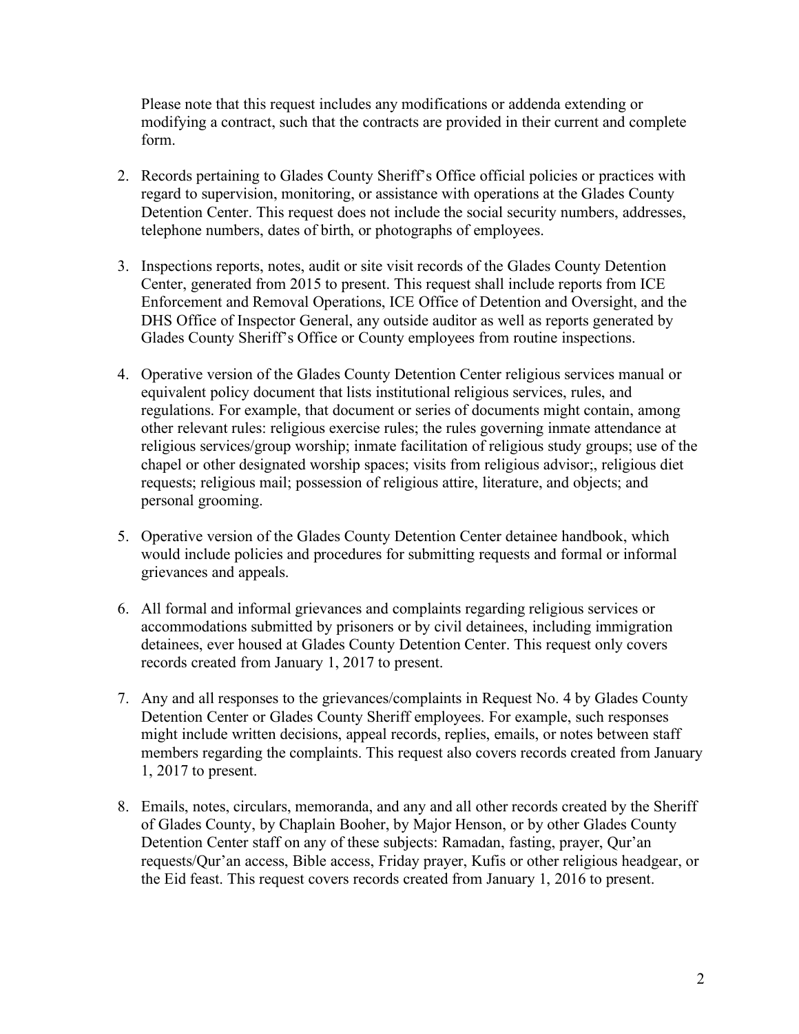Please note that this request includes any modifications or addenda extending or modifying a contract, such that the contracts are provided in their current and complete form.

2. Records pertaining to Glades County Sheriff's Office official policies or practices with regard to supervision, monitoring, or assistance with operations at the Glades County Detention Center. This request does not include the social security numbers, addresses, telephone numbers, dates of birth, or photographs of employees.

3. Inspections reports, notes, audit or site visit records of the Glades County Detention Center, generated from 2015 to present. This request shall include reports from ICE Enforcement and Removal Operations, ICE Office of Detention and Oversight, and the DHS Office of Inspector General, any outside auditor as well as reports generated by Glades County Sheriff's Office or County employees from routine inspections.

4. Operative version of the Glades County Detention Center religious services manual or equivalent policy document that lists institutional religious services, rules, and regulations. For example, that document or series of documents might contain, among other relevant rules: religious exercise rules; the rules governing inmate attendance at religious services/group worship; inmate facilitation of religious study groups; use of the chapel or other designated worship spaces; visits from religious advisor;, religious diet requests; religious mail; possession of religious attire, literature, and objects; and personal grooming.

5. Operative version of the Glades County Detention Center detainee handbook, which would include policies and procedures for submitting requests and formal or informal grievances and appeals.

6. All formal and informal grievances and complaints regarding religious services or accommodations submitted by prisoners or by civil detainees, including immigration detainees, ever housed at Glades County Detention Center. This request only covers records created from January 1, 2017 to present.

7. Any and all responses to the grievances/complaints in Request No. 4 by Glades County Detention Center or Glades County Sheriff employees. For example, such responses might include written decisions, appeal records, replies, emails, or notes between staff members regarding the complaints. This request also covers records created from January 1, 2017 to present.

8. Emails, notes, circulars, memoranda, and any and all other records created by the Sheriff of Glades County, by Chaplain Booher, by Major Henson, or by other Glades County Detention Center staff on any of these subjects: Ramadan, fasting, prayer, Qur'an requests/Qur'an access, Bible access, Friday prayer, Kufis or other religious headgear, or the Eid feast. This request covers records created from January 1, 2016 to present.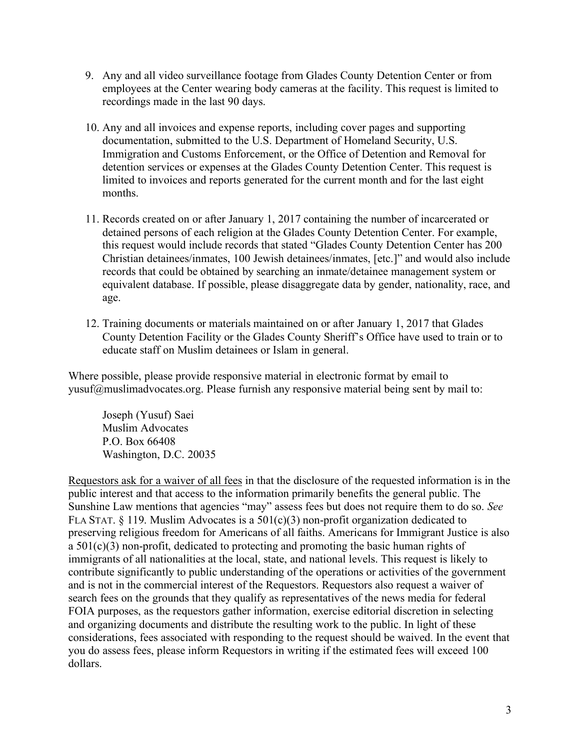9. Any and all video surveillance footage from Glades County Detention Center or from employees at the Center wearing body cameras at the facility. This request is limited to recordings made in the last 90 days.

10. Any and all invoices and expense reports, including cover pages and supporting documentation, submitted to the U.S. Department of Homeland Security, U.S. Immigration and Customs Enforcement, or the Office of Detention and Removal for detention services or expenses at the Glades County Detention Center. This request is limited to invoices and reports generated for the current month and for the last eight months.

11. Records created on or after January 1, 2017 containing the number of incarcerated or detained persons of each religion at the Glades County Detention Center. For example, this request would include records that stated "Glades County Detention Center has 200 Christian detainees/inmates, 100 Jewish detainees/inmates, [etc.]" and would also include records that could be obtained by searching an inmate/detainee management system or equivalent database. If possible, please disaggregate data by gender, nationality, race, and age.

12. Training documents or materials maintained on or after January 1, 2017 that Glades County Detention Facility or the Glades County Sheriff's Office have used to train or to educate staff on Muslim detainees or Islam in general.

Where possible, please provide responsive material in electronic format by email to yusuf@muslimadvocates.org. Please furnish any responsive material being sent by mail to:

Joseph (Yusuf) Saei
Muslim Advocates
P.O. Box 66408
Washington, D.C. 20035

Requestors ask for a waiver of all fees in that the disclosure of the requested information is in the public interest and that access to the information primarily benefits the general public. The Sunshine Law mentions that agencies "may" assess fees but does not require them to do so. *See* FLA STAT. § 119. Muslim Advocates is a 501(c)(3) non-profit organization dedicated to preserving religious freedom for Americans of all faiths. Americans for Immigrant Justice is also a 501(c)(3) non-profit, dedicated to protecting and promoting the basic human rights of immigrants of all nationalities at the local, state, and national levels. This request is likely to contribute significantly to public understanding of the operations or activities of the government and is not in the commercial interest of the Requestors. Requestors also request a waiver of search fees on the grounds that they qualify as representatives of the news media for federal FOIA purposes, as the requestors gather information, exercise editorial discretion in selecting and organizing documents and distribute the resulting work to the public. In light of these considerations, fees associated with responding to the request should be waived. In the event that you do assess fees, please inform Requestors in writing if the estimated fees will exceed 100 dollars.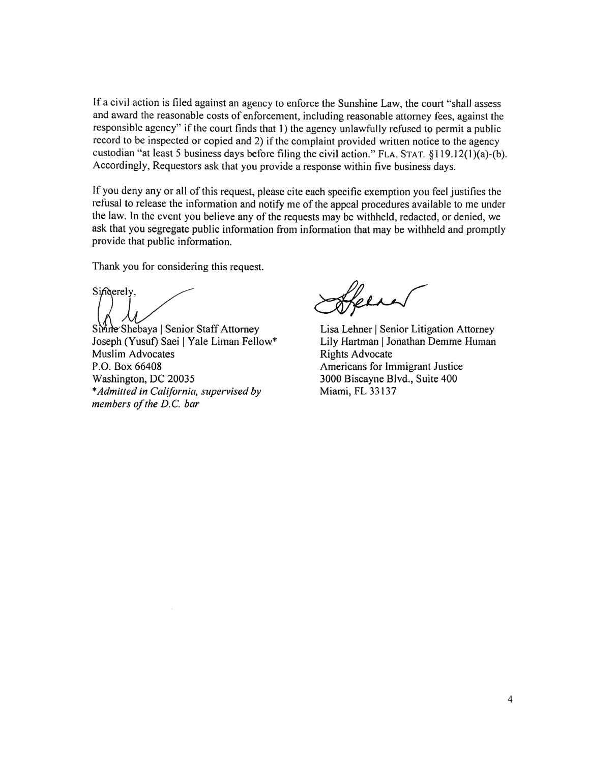If a civil action is filed against an agency to enforce the Sunshine Law, the court "shall assess and award the reasonable costs of enforcement, including reasonable attorney fees, against the responsible agency" if the court finds that 1) the agency unlawfully refused to permit a public record to be inspected or copied and 2) if the complaint provided written notice to the agency custodian "at least 5 business days before filing the civil action." FLA. STAT. §119.12(1)(a)-(b). Accordingly, Requestors ask that you provide a response within five business days.

If you deny any or all of this request, please cite each specific exemption you feel justifies the refusal to release the information and notify me of the appeal procedures available to me under the law. In the event you believe any of the requests may be withheld, redacted, or denied, we ask that you segregate public information from information that may be withheld and promptly provide that public information.

Thank you for considering this request.

Sincerely,

Sirine Shebaya | Senior Staff Attorney
Joseph (Yusuf) Saei | Yale Liman Fellow*
Muslim Advocates
P.O. Box 66408
Washington, DC 20035
*\*Admitted in California, supervised by members of the D.C. bar*

Lisa Lehner | Senior Litigation Attorney
Lily Hartman | Jonathan Demme Human Rights Advocate
Americans for Immigrant Justice
3000 Biscayne Blvd., Suite 400
Miami, FL 33137